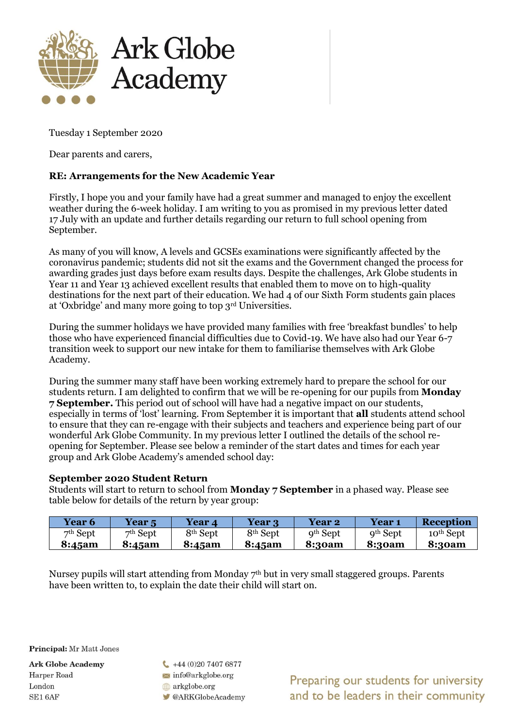# Ark Globe Academy

Tuesday 1 September 2020

Dear parents and carers,

**RE: Arrangements for the New Academic Year**

Firstly, I hope you and your family have had a great summer and managed to enjoy the excellent weather during the 6-week holiday. I am writing to you as promised in my previous letter dated 17 July with an update and further details regarding our return to full school opening from September.

As many of you will know, A levels and GCSEs examinations were significantly affected by the coronavirus pandemic; students did not sit the exams and the Government changed the process for awarding grades just days before exam results days. Despite the challenges, Ark Globe students in Year 11 and Year 13 achieved excellent results that enabled them to move on to high-quality destinations for the next part of their education. We had 4 of our Sixth Form students gain places at 'Oxbridge' and many more going to top 3rd Universities.

During the summer holidays we have provided many families with free 'breakfast bundles' to help those who have experienced financial difficulties due to Covid-19. We have also had our Year 6-7 transition week to support our new intake for them to familiarise themselves with Ark Globe Academy.

During the summer many staff have been working extremely hard to prepare the school for our students return. I am delighted to confirm that we will be re-opening for our pupils from **Monday 7 September.** This period out of school will have had a negative impact on our students, especially in terms of 'lost' learning. From September it is important that **all** students attend school to ensure that they can re-engage with their subjects and teachers and experience being part of our wonderful Ark Globe Community. In my previous letter I outlined the details of the school re-opening for September. Please see below a reminder of the start dates and times for each year group and Ark Globe Academy's amended school day:

**September 2020 Student Return**
Students will start to return to school from **Monday 7 September** in a phased way. Please see table below for details of the return by year group:

| Year 6 | Year 5 | Year 4 | Year 3 | Year 2 | Year 1 | Reception |
|---|---|---|---|---|---|---|
| 7th Sept **8:45am** | 7th Sept **8:45am** | 8th Sept **8:45am** | 8th Sept **8:45am** | 9th Sept **8:30am** | 9th Sept **8:30am** | 10th Sept **8:30am** |

Nursey pupils will start attending from Monday 7th but in very small staggered groups. Parents have been written to, to explain the date their child will start on.

**Principal:** Mr Matt Jones

**Ark Globe Academy**
Harper Road
London
SE1 6AF

+44 (0)20 7407 6877
info@arkglobe.org
arkglobe.org
@ARKGlobeAcademy

Preparing our students for university and to be leaders in their community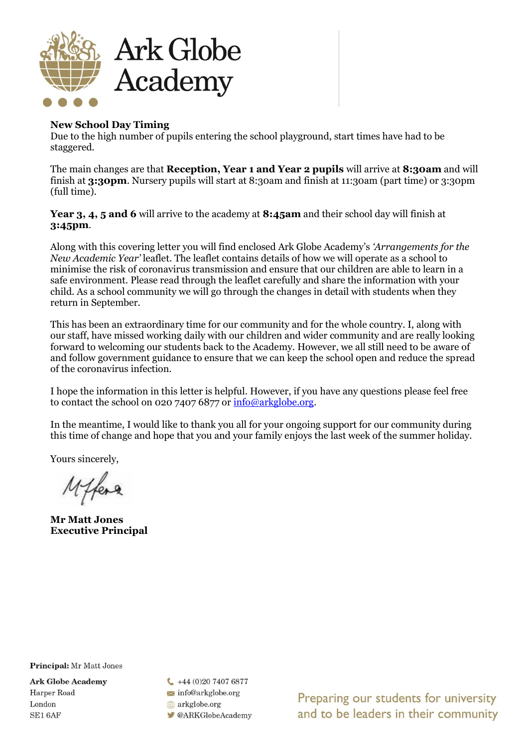**New School Day Timing**
Due to the high number of pupils entering the school playground, start times have had to be staggered.

The main changes are that **Reception, Year 1 and Year 2 pupils** will arrive at **8:30am** and will finish at **3:30pm**. Nursery pupils will start at 8:30am and finish at 11:30am (part time) or 3:30pm (full time).

**Year 3, 4, 5 and 6** will arrive to the academy at **8:45am** and their school day will finish at **3:45pm**.

Along with this covering letter you will find enclosed Ark Globe Academy's *'Arrangements for the New Academic Year'* leaflet. The leaflet contains details of how we will operate as a school to minimise the risk of coronavirus transmission and ensure that our children are able to learn in a safe environment. Please read through the leaflet carefully and share the information with your child. As a school community we will go through the changes in detail with students when they return in September.

This has been an extraordinary time for our community and for the whole country. I, along with our staff, have missed working daily with our children and wider community and are really looking forward to welcoming our students back to the Academy. However, we all still need to be aware of and follow government guidance to ensure that we can keep the school open and reduce the spread of the coronavirus infection.

I hope the information in this letter is helpful. However, if you have any questions please feel free to contact the school on 020 7407 6877 or info@arkglobe.org.

In the meantime, I would like to thank you all for your ongoing support for our community during this time of change and hope that you and your family enjoys the last week of the summer holiday.

Yours sincerely,

**Mr Matt Jones**
**Executive Principal**

**Principal:** Mr Matt Jones

**Ark Globe Academy**
Harper Road
London
SE1 6AF

+44 (0)20 7407 6877
info@arkglobe.org
arkglobe.org
@ARKGlobeAcademy

Preparing our students for university and to be leaders in their community